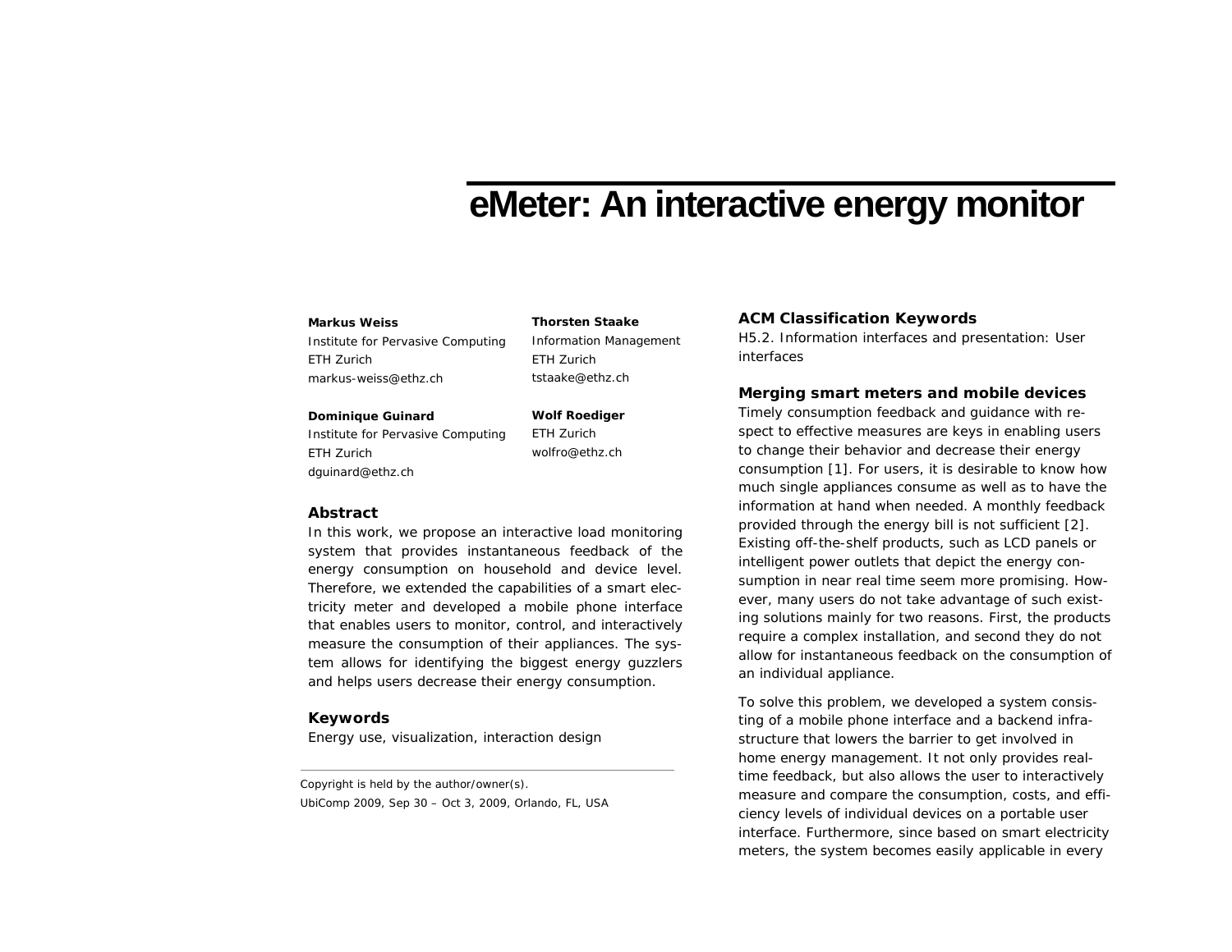# eMeter: An interactive energy monitor

**Markus Weiss**
Institute for Pervasive Computing
ETH Zurich
markus-weiss@ethz.ch

**Thorsten Staake**
Information Management
ETH Zurich
tstaake@ethz.ch

**Dominique Guinard**
Institute for Pervasive Computing
ETH Zurich
dguinard@ethz.ch

**Wolf Roediger**
ETH Zurich
wolfro@ethz.ch

## Abstract

In this work, we propose an interactive load monitoring system that provides instantaneous feedback of the energy consumption on household and device level. Therefore, we extended the capabilities of a smart electricity meter and developed a mobile phone interface that enables users to monitor, control, and interactively measure the consumption of their appliances. The system allows for identifying the biggest energy guzzlers and helps users decrease their energy consumption.

## Keywords

Energy use, visualization, interaction design

Copyright is held by the author/owner(s).

UbiComp 2009, Sep 30 – Oct 3, 2009, Orlando, FL, USA

## ACM Classification Keywords

H5.2. Information interfaces and presentation: User interfaces

## Merging smart meters and mobile devices

Timely consumption feedback and guidance with respect to effective measures are keys in enabling users to change their behavior and decrease their energy consumption [1]. For users, it is desirable to know how much single appliances consume as well as to have the information at hand when needed. A monthly feedback provided through the energy bill is not sufficient [2]. Existing off-the-shelf products, such as LCD panels or intelligent power outlets that depict the energy consumption in near real time seem more promising. However, many users do not take advantage of such existing solutions mainly for two reasons. First, the products require a complex installation, and second they do not allow for instantaneous feedback on the consumption of an individual appliance.

To solve this problem, we developed a system consisting of a mobile phone interface and a backend infrastructure that lowers the barrier to get involved in home energy management. It not only provides real-time feedback, but also allows the user to interactively measure and compare the consumption, costs, and efficiency levels of individual devices on a portable user interface. Furthermore, since based on smart electricity meters, the system becomes easily applicable in every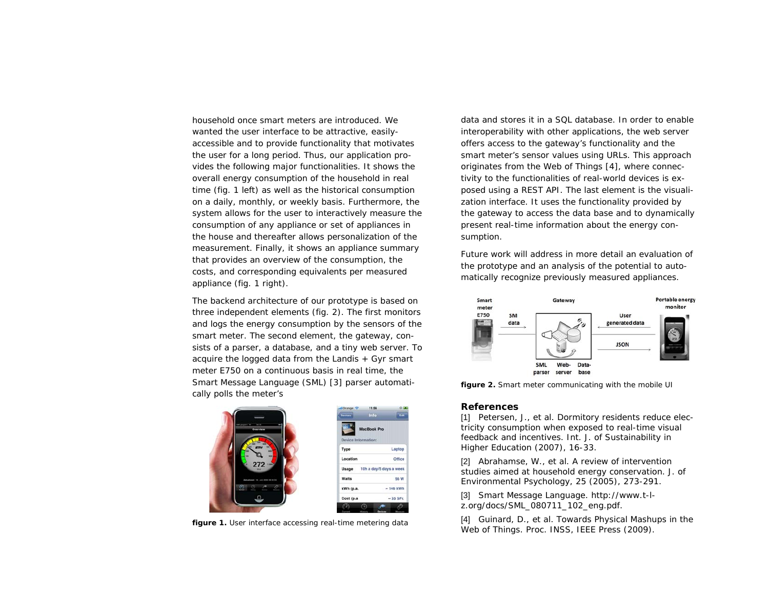household once smart meters are introduced. We wanted the user interface to be attractive, easily-accessible and to provide functionality that motivates the user for a long period. Thus, our application provides the following major functionalities. It shows the overall energy consumption of the household in real time (fig. 1 left) as well as the historical consumption on a daily, monthly, or weekly basis. Furthermore, the system allows for the user to interactively measure the consumption of any appliance or set of appliances in the house and thereafter allows personalization of the measurement. Finally, it shows an appliance summary that provides an overview of the consumption, the costs, and corresponding equivalents per measured appliance (fig. 1 right).

The backend architecture of our prototype is based on three independent elements (fig. 2). The first monitors and logs the energy consumption by the sensors of the smart meter. The second element, the gateway, consists of a parser, a database, and a tiny web server. To acquire the logged data from the Landis + Gyr smart meter E750 on a continuous basis in real time, the Smart Message Language (SML) [3] parser automatically polls the meter's

**figure 1.** User interface accessing real-time metering data

data and stores it in a SQL database. In order to enable interoperability with other applications, the web server offers access to the gateway's functionality and the smart meter's sensor values using URLs. This approach originates from the Web of Things [4], where connectivity to the functionalities of real-world devices is exposed using a REST API. The last element is the visualization interface. It uses the functionality provided by the gateway to access the data base and to dynamically present real-time information about the energy consumption.

Future work will address in more detail an evaluation of the prototype and an analysis of the potential to automatically recognize previously measured appliances.

**figure 2.** Smart meter communicating with the mobile UI

## References

[1] Petersen, J., et al. Dormitory residents reduce electricity consumption when exposed to real-time visual feedback and incentives. Int. J. of Sustainability in Higher Education (2007), 16-33.

[2] Abrahamse, W., et al. A review of intervention studies aimed at household energy conservation. J. of Environmental Psychology, 25 (2005), 273-291.

[3] Smart Message Language. http://www.t-l-z.org/docs/SML_080711_102_eng.pdf.

[4] Guinard, D., et al. Towards Physical Mashups in the Web of Things. Proc. INSS, IEEE Press (2009).